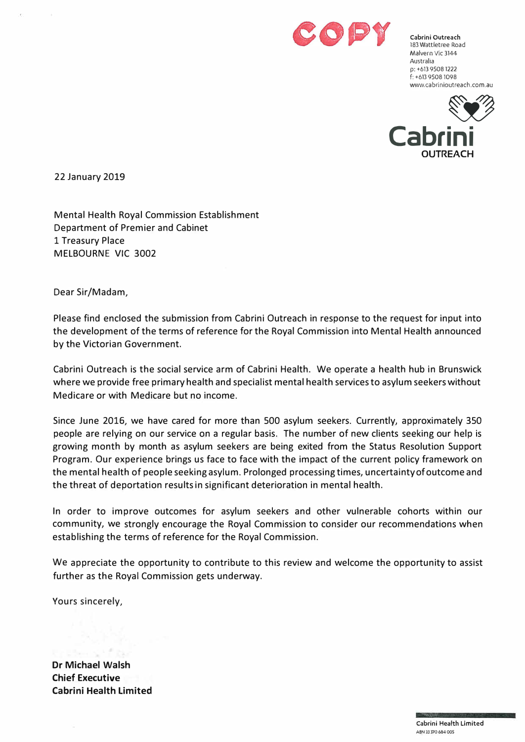COPY

**Cabrini Outreach**
183 Wattletree Road
Malvern Vic 3144
Australia
p: +613 9508 1222
f: +613 9508 1098
www.cabrinioutreach.com.au

Cabrini OUTREACH

22 January 2019

Mental Health Royal Commission Establishment
Department of Premier and Cabinet
1 Treasury Place
MELBOURNE VIC 3002

Dear Sir/Madam,

Please find enclosed the submission from Cabrini Outreach in response to the request for input into the development of the terms of reference for the Royal Commission into Mental Health announced by the Victorian Government.

Cabrini Outreach is the social service arm of Cabrini Health. We operate a health hub in Brunswick where we provide free primary health and specialist mental health services to asylum seekers without Medicare or with Medicare but no income.

Since June 2016, we have cared for more than 500 asylum seekers. Currently, approximately 350 people are relying on our service on a regular basis. The number of new clients seeking our help is growing month by month as asylum seekers are being exited from the Status Resolution Support Program. Our experience brings us face to face with the impact of the current policy framework on the mental health of people seeking asylum. Prolonged processing times, uncertainty of outcome and the threat of deportation results in significant deterioration in mental health.

In order to improve outcomes for asylum seekers and other vulnerable cohorts within our community, we strongly encourage the Royal Commission to consider our recommendations when establishing the terms of reference for the Royal Commission.

We appreciate the opportunity to contribute to this review and welcome the opportunity to assist further as the Royal Commission gets underway.

Yours sincerely,

**Dr Michael Walsh**
**Chief Executive**
**Cabrini Health Limited**

Cabrini Health Limited
ABN 33 370 684 005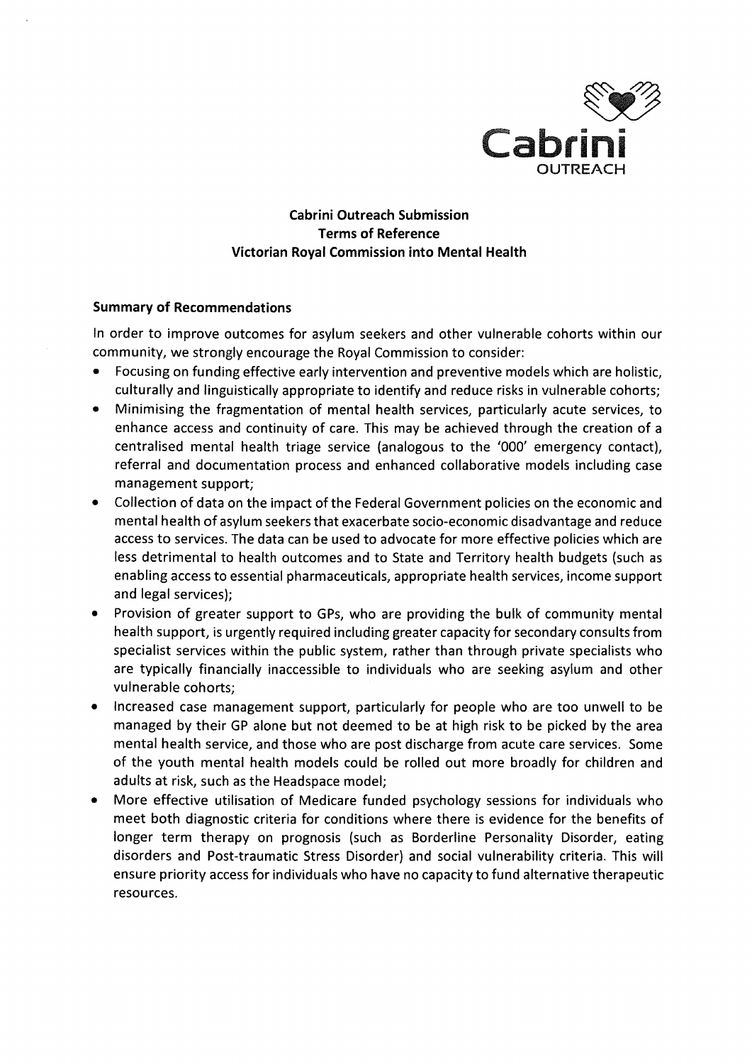**Cabrini Outreach Submission**
**Terms of Reference**
**Victorian Royal Commission into Mental Health**

## Summary of Recommendations

In order to improve outcomes for asylum seekers and other vulnerable cohorts within our community, we strongly encourage the Royal Commission to consider:

- Focusing on funding effective early intervention and preventive models which are holistic, culturally and linguistically appropriate to identify and reduce risks in vulnerable cohorts;
- Minimising the fragmentation of mental health services, particularly acute services, to enhance access and continuity of care. This may be achieved through the creation of a centralised mental health triage service (analogous to the '000' emergency contact), referral and documentation process and enhanced collaborative models including case management support;
- Collection of data on the impact of the Federal Government policies on the economic and mental health of asylum seekers that exacerbate socio-economic disadvantage and reduce access to services. The data can be used to advocate for more effective policies which are less detrimental to health outcomes and to State and Territory health budgets (such as enabling access to essential pharmaceuticals, appropriate health services, income support and legal services);
- Provision of greater support to GPs, who are providing the bulk of community mental health support, is urgently required including greater capacity for secondary consults from specialist services within the public system, rather than through private specialists who are typically financially inaccessible to individuals who are seeking asylum and other vulnerable cohorts;
- Increased case management support, particularly for people who are too unwell to be managed by their GP alone but not deemed to be at high risk to be picked by the area mental health service, and those who are post discharge from acute care services. Some of the youth mental health models could be rolled out more broadly for children and adults at risk, such as the Headspace model;
- More effective utilisation of Medicare funded psychology sessions for individuals who meet both diagnostic criteria for conditions where there is evidence for the benefits of longer term therapy on prognosis (such as Borderline Personality Disorder, eating disorders and Post-traumatic Stress Disorder) and social vulnerability criteria. This will ensure priority access for individuals who have no capacity to fund alternative therapeutic resources.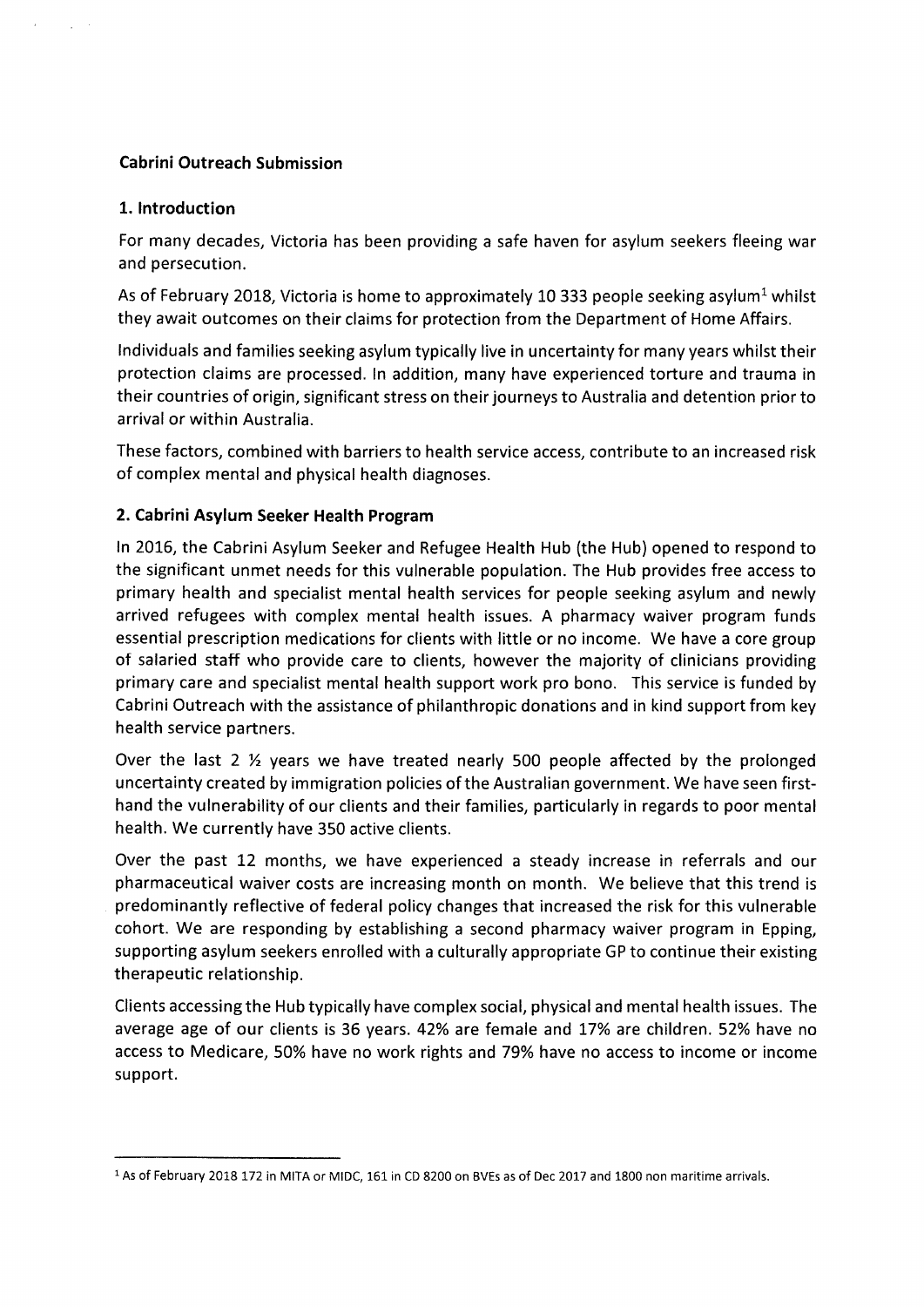**Cabrini Outreach Submission**

## 1. Introduction

For many decades, Victoria has been providing a safe haven for asylum seekers fleeing war and persecution.

As of February 2018, Victoria is home to approximately 10 333 people seeking asylum[1] whilst they await outcomes on their claims for protection from the Department of Home Affairs.

Individuals and families seeking asylum typically live in uncertainty for many years whilst their protection claims are processed. In addition, many have experienced torture and trauma in their countries of origin, significant stress on their journeys to Australia and detention prior to arrival or within Australia.

These factors, combined with barriers to health service access, contribute to an increased risk of complex mental and physical health diagnoses.

## 2. Cabrini Asylum Seeker Health Program

In 2016, the Cabrini Asylum Seeker and Refugee Health Hub (the Hub) opened to respond to the significant unmet needs for this vulnerable population. The Hub provides free access to primary health and specialist mental health services for people seeking asylum and newly arrived refugees with complex mental health issues. A pharmacy waiver program funds essential prescription medications for clients with little or no income. We have a core group of salaried staff who provide care to clients, however the majority of clinicians providing primary care and specialist mental health support work pro bono. This service is funded by Cabrini Outreach with the assistance of philanthropic donations and in kind support from key health service partners.

Over the last 2 ½ years we have treated nearly 500 people affected by the prolonged uncertainty created by immigration policies of the Australian government. We have seen first-hand the vulnerability of our clients and their families, particularly in regards to poor mental health. We currently have 350 active clients.

Over the past 12 months, we have experienced a steady increase in referrals and our pharmaceutical waiver costs are increasing month on month. We believe that this trend is predominantly reflective of federal policy changes that increased the risk for this vulnerable cohort. We are responding by establishing a second pharmacy waiver program in Epping, supporting asylum seekers enrolled with a culturally appropriate GP to continue their existing therapeutic relationship.

Clients accessing the Hub typically have complex social, physical and mental health issues. The average age of our clients is 36 years. 42% are female and 17% are children. 52% have no access to Medicare, 50% have no work rights and 79% have no access to income or income support.

---

[1] As of February 2018 172 in MITA or MIDC, 161 in CD 8200 on BVEs as of Dec 2017 and 1800 non maritime arrivals.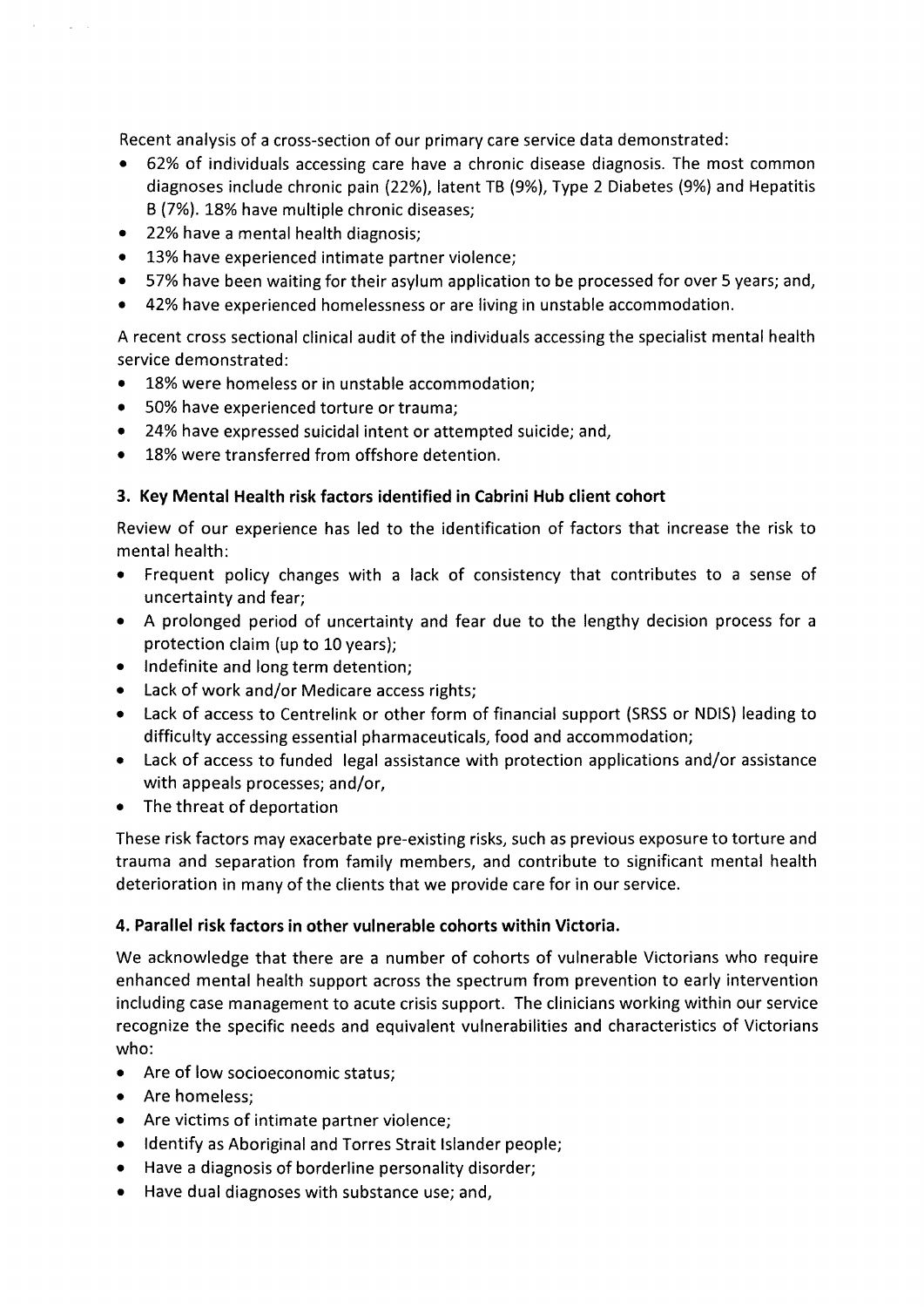Recent analysis of a cross-section of our primary care service data demonstrated:

- 62% of individuals accessing care have a chronic disease diagnosis. The most common diagnoses include chronic pain (22%), latent TB (9%), Type 2 Diabetes (9%) and Hepatitis B (7%). 18% have multiple chronic diseases;
- 22% have a mental health diagnosis;
- 13% have experienced intimate partner violence;
- 57% have been waiting for their asylum application to be processed for over 5 years; and,
- 42% have experienced homelessness or are living in unstable accommodation.

A recent cross sectional clinical audit of the individuals accessing the specialist mental health service demonstrated:

- 18% were homeless or in unstable accommodation;
- 50% have experienced torture or trauma;
- 24% have expressed suicidal intent or attempted suicide; and,
- 18% were transferred from offshore detention.

### 3. Key Mental Health risk factors identified in Cabrini Hub client cohort

Review of our experience has led to the identification of factors that increase the risk to mental health:

- Frequent policy changes with a lack of consistency that contributes to a sense of uncertainty and fear;
- A prolonged period of uncertainty and fear due to the lengthy decision process for a protection claim (up to 10 years);
- Indefinite and long term detention;
- Lack of work and/or Medicare access rights;
- Lack of access to Centrelink or other form of financial support (SRSS or NDIS) leading to difficulty accessing essential pharmaceuticals, food and accommodation;
- Lack of access to funded legal assistance with protection applications and/or assistance with appeals processes; and/or,
- The threat of deportation

These risk factors may exacerbate pre-existing risks, such as previous exposure to torture and trauma and separation from family members, and contribute to significant mental health deterioration in many of the clients that we provide care for in our service.

### 4. Parallel risk factors in other vulnerable cohorts within Victoria.

We acknowledge that there are a number of cohorts of vulnerable Victorians who require enhanced mental health support across the spectrum from prevention to early intervention including case management to acute crisis support. The clinicians working within our service recognize the specific needs and equivalent vulnerabilities and characteristics of Victorians who:

- Are of low socioeconomic status;
- Are homeless;
- Are victims of intimate partner violence;
- Identify as Aboriginal and Torres Strait Islander people;
- Have a diagnosis of borderline personality disorder;
- Have dual diagnoses with substance use; and,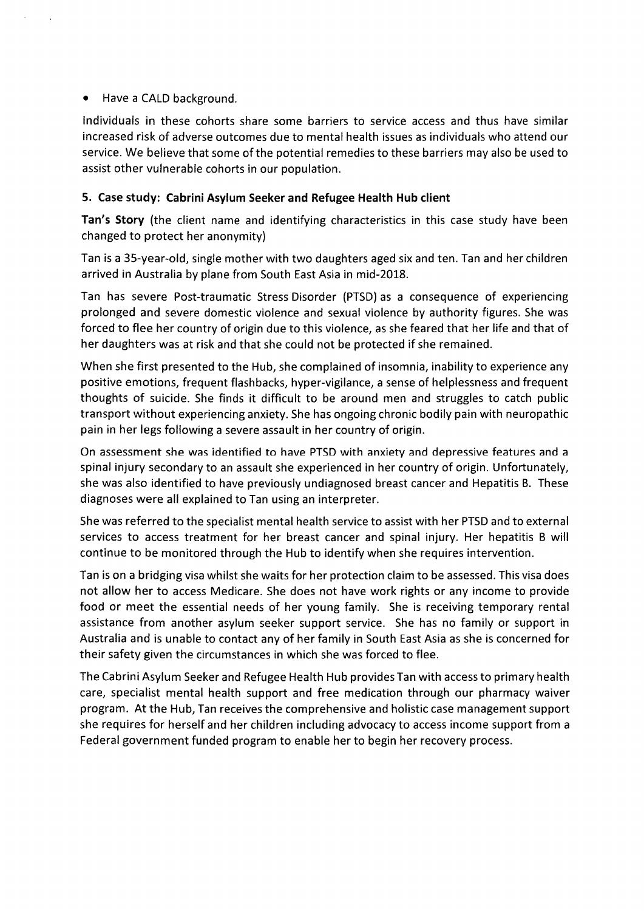- Have a CALD background.

Individuals in these cohorts share some barriers to service access and thus have similar increased risk of adverse outcomes due to mental health issues as individuals who attend our service. We believe that some of the potential remedies to these barriers may also be used to assist other vulnerable cohorts in our population.

### 5. Case study: Cabrini Asylum Seeker and Refugee Health Hub client

**Tan's Story** (the client name and identifying characteristics in this case study have been changed to protect her anonymity)

Tan is a 35-year-old, single mother with two daughters aged six and ten. Tan and her children arrived in Australia by plane from South East Asia in mid-2018.

Tan has severe Post-traumatic Stress Disorder (PTSD) as a consequence of experiencing prolonged and severe domestic violence and sexual violence by authority figures. She was forced to flee her country of origin due to this violence, as she feared that her life and that of her daughters was at risk and that she could not be protected if she remained.

When she first presented to the Hub, she complained of insomnia, inability to experience any positive emotions, frequent flashbacks, hyper-vigilance, a sense of helplessness and frequent thoughts of suicide. She finds it difficult to be around men and struggles to catch public transport without experiencing anxiety. She has ongoing chronic bodily pain with neuropathic pain in her legs following a severe assault in her country of origin.

On assessment she was identified to have PTSD with anxiety and depressive features and a spinal injury secondary to an assault she experienced in her country of origin. Unfortunately, she was also identified to have previously undiagnosed breast cancer and Hepatitis B. These diagnoses were all explained to Tan using an interpreter.

She was referred to the specialist mental health service to assist with her PTSD and to external services to access treatment for her breast cancer and spinal injury. Her hepatitis B will continue to be monitored through the Hub to identify when she requires intervention.

Tan is on a bridging visa whilst she waits for her protection claim to be assessed. This visa does not allow her to access Medicare. She does not have work rights or any income to provide food or meet the essential needs of her young family. She is receiving temporary rental assistance from another asylum seeker support service. She has no family or support in Australia and is unable to contact any of her family in South East Asia as she is concerned for their safety given the circumstances in which she was forced to flee.

The Cabrini Asylum Seeker and Refugee Health Hub provides Tan with access to primary health care, specialist mental health support and free medication through our pharmacy waiver program. At the Hub, Tan receives the comprehensive and holistic case management support she requires for herself and her children including advocacy to access income support from a Federal government funded program to enable her to begin her recovery process.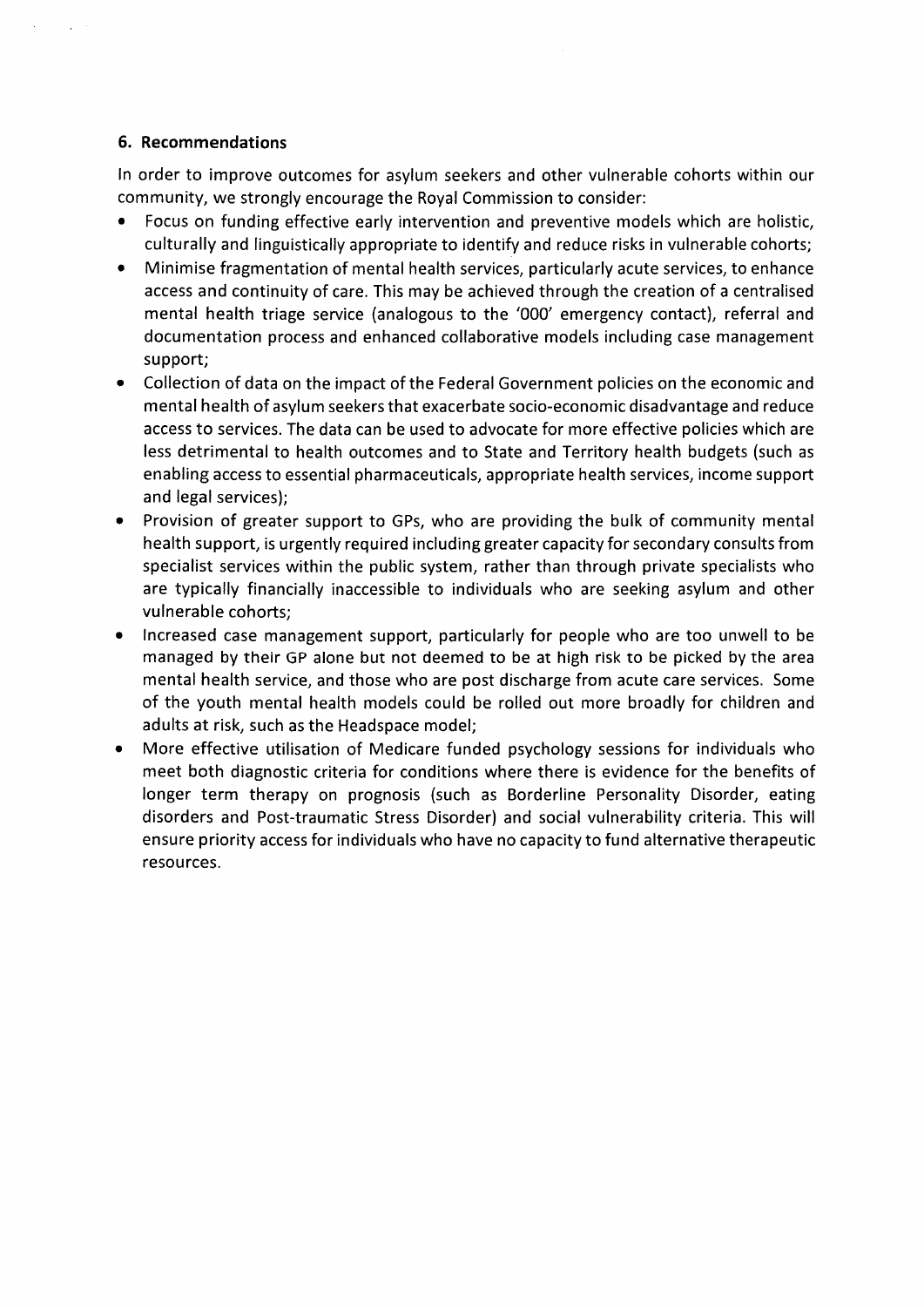## 6. Recommendations

In order to improve outcomes for asylum seekers and other vulnerable cohorts within our community, we strongly encourage the Royal Commission to consider:

- Focus on funding effective early intervention and preventive models which are holistic, culturally and linguistically appropriate to identify and reduce risks in vulnerable cohorts;
- Minimise fragmentation of mental health services, particularly acute services, to enhance access and continuity of care. This may be achieved through the creation of a centralised mental health triage service (analogous to the '000' emergency contact), referral and documentation process and enhanced collaborative models including case management support;
- Collection of data on the impact of the Federal Government policies on the economic and mental health of asylum seekers that exacerbate socio-economic disadvantage and reduce access to services. The data can be used to advocate for more effective policies which are less detrimental to health outcomes and to State and Territory health budgets (such as enabling access to essential pharmaceuticals, appropriate health services, income support and legal services);
- Provision of greater support to GPs, who are providing the bulk of community mental health support, is urgently required including greater capacity for secondary consults from specialist services within the public system, rather than through private specialists who are typically financially inaccessible to individuals who are seeking asylum and other vulnerable cohorts;
- Increased case management support, particularly for people who are too unwell to be managed by their GP alone but not deemed to be at high risk to be picked by the area mental health service, and those who are post discharge from acute care services. Some of the youth mental health models could be rolled out more broadly for children and adults at risk, such as the Headspace model;
- More effective utilisation of Medicare funded psychology sessions for individuals who meet both diagnostic criteria for conditions where there is evidence for the benefits of longer term therapy on prognosis (such as Borderline Personality Disorder, eating disorders and Post-traumatic Stress Disorder) and social vulnerability criteria. This will ensure priority access for individuals who have no capacity to fund alternative therapeutic resources.